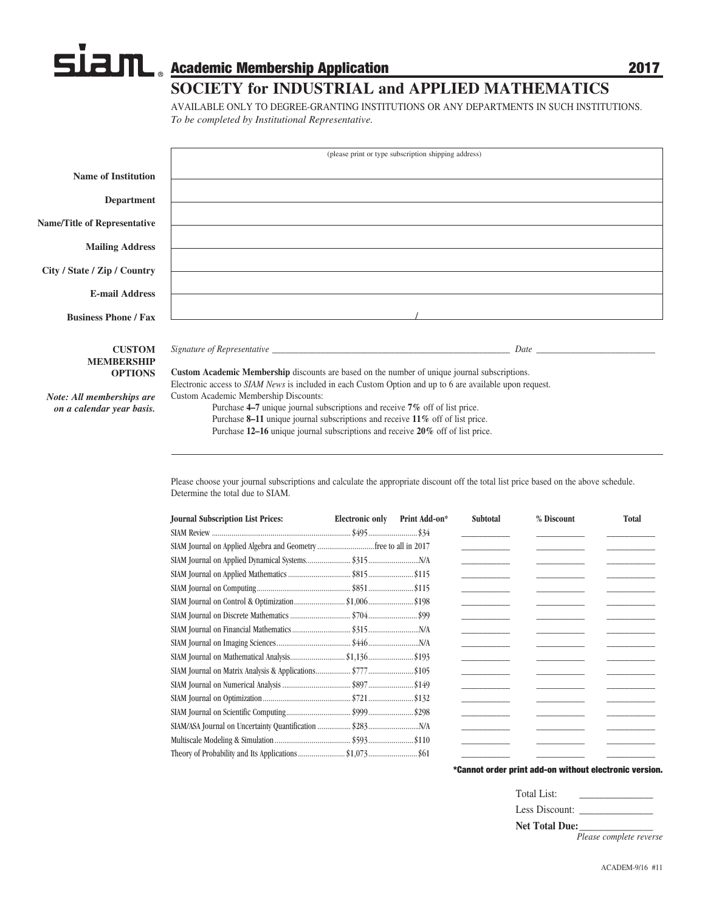# Academic Membership Application 2017

## SOCIETY for INDUSTRIAL and APPLIED MATHEMATICS

AVAILABLE ONLY TO DEGREE-GRANTING INSTITUTIONS OR ANY DEPARTMENTS IN SUCH INSTITUTIONS.
*To be completed by Institutional Representative.*

(please print or type subscription shipping address)

**Name of Institution** ______________________________

**Department** ______________________________

**Name/Title of Representative** ______________________________

**Mailing Address** ______________________________

**City / State / Zip / Country** ______________________________

**E-mail Address** ______________________________

**Business Phone / Fax** ______________________________ / ______________________________

*Signature of Representative* ______________________________ *Date* ______________________________

**CUSTOM MEMBERSHIP OPTIONS**

***Note: All memberships are on a calendar year basis.***

**Custom Academic Membership** discounts are based on the number of unique journal subscriptions.
Electronic access to *SIAM News* is included in each Custom Option and up to 6 are available upon request.
Custom Academic Membership Discounts:

- Purchase **4–7** unique journal subscriptions and receive **7%** off of list price.
- Purchase **8–11** unique journal subscriptions and receive **11%** off of list price.
- Purchase **12–16** unique journal subscriptions and receive **20%** off of list price.

Please choose your journal subscriptions and calculate the appropriate discount off the total list price based on the above schedule. Determine the total due to SIAM.

| Journal Subscription List Prices: | Electronic only | Print Add-on* | Subtotal | % Discount | Total |
|---|---|---|---|---|---|
| SIAM Review | $495 | $34 | | | |
| SIAM Journal on Applied Algebra and Geometry | free to all in 2017 | | | | |
| SIAM Journal on Applied Dynamical Systems | $315 | N/A | | | |
| SIAM Journal on Applied Mathematics | $815 | $115 | | | |
| SIAM Journal on Computing | $851 | $115 | | | |
| SIAM Journal on Control & Optimization | $1,006 | $198 | | | |
| SIAM Journal on Discrete Mathematics | $704 | $99 | | | |
| SIAM Journal on Financial Mathematics | $315 | N/A | | | |
| SIAM Journal on Imaging Sciences | $446 | N/A | | | |
| SIAM Journal on Mathematical Analysis | $1,136 | $193 | | | |
| SIAM Journal on Matrix Analysis & Applications | $777 | $105 | | | |
| SIAM Journal on Numerical Analysis | $897 | $149 | | | |
| SIAM Journal on Optimization | $721 | $132 | | | |
| SIAM Journal on Scientific Computing | $999 | $298 | | | |
| SIAM/ASA Journal on Uncertainty Quantification | $283 | N/A | | | |
| Multiscale Modeling & Simulation | $593 | $110 | | | |
| Theory of Probability and Its Applications | $1,073 | $61 | | | |

**\*Cannot order print add-on without electronic version.**

Total List: ______________

Less Discount: ______________

**Net Total Due:** ______________

*Please complete reverse*

ACADEM-9/16 #11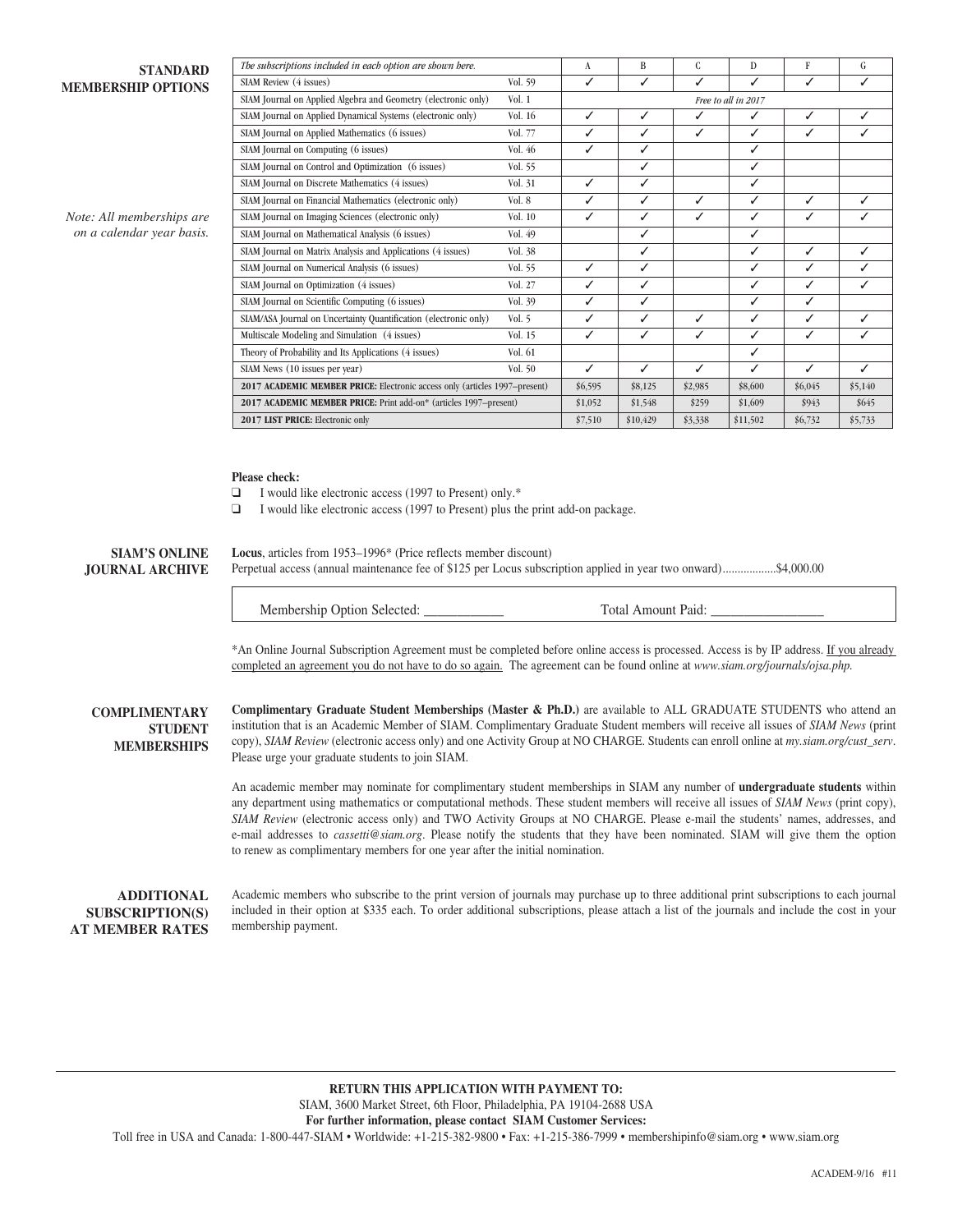## STANDARD MEMBERSHIP OPTIONS

*Note: All memberships are on a calendar year basis.*

| *The subscriptions included in each option are shown here.* | | A | B | C | D | F | G |
|---|---|---|---|---|---|---|---|
| SIAM Review (4 issues) | Vol. 59 | ✓ | ✓ | ✓ | ✓ | ✓ | ✓ |
| SIAM Journal on Applied Algebra and Geometry (electronic only) | Vol. 1 | *Free to all in 2017* | | | | | |
| SIAM Journal on Applied Dynamical Systems (electronic only) | Vol. 16 | ✓ | ✓ | ✓ | ✓ | ✓ | ✓ |
| SIAM Journal on Applied Mathematics (6 issues) | Vol. 77 | ✓ | ✓ | ✓ | ✓ | ✓ | ✓ |
| SIAM Journal on Computing (6 issues) | Vol. 46 | ✓ | ✓ | | ✓ | | |
| SIAM Journal on Control and Optimization (6 issues) | Vol. 55 | | ✓ | | ✓ | | |
| SIAM Journal on Discrete Mathematics (4 issues) | Vol. 31 | ✓ | ✓ | | ✓ | | |
| SIAM Journal on Financial Mathematics (electronic only) | Vol. 8 | ✓ | ✓ | ✓ | ✓ | ✓ | ✓ |
| SIAM Journal on Imaging Sciences (electronic only) | Vol. 10 | ✓ | ✓ | ✓ | ✓ | ✓ | ✓ |
| SIAM Journal on Mathematical Analysis (6 issues) | Vol. 49 | | ✓ | | ✓ | | |
| SIAM Journal on Matrix Analysis and Applications (4 issues) | Vol. 38 | | ✓ | | ✓ | ✓ | ✓ |
| SIAM Journal on Numerical Analysis (6 issues) | Vol. 55 | ✓ | ✓ | | ✓ | ✓ | ✓ |
| SIAM Journal on Optimization (4 issues) | Vol. 27 | ✓ | ✓ | | ✓ | ✓ | ✓ |
| SIAM Journal on Scientific Computing (6 issues) | Vol. 39 | ✓ | ✓ | | ✓ | ✓ | |
| SIAM/ASA Journal on Uncertainty Quantification (electronic only) | Vol. 5 | ✓ | ✓ | ✓ | ✓ | ✓ | ✓ |
| Multiscale Modeling and Simulation (4 issues) | Vol. 15 | ✓ | ✓ | ✓ | ✓ | ✓ | ✓ |
| Theory of Probability and Its Applications (4 issues) | Vol. 61 | | | | ✓ | | |
| SIAM News (10 issues per year) | Vol. 50 | ✓ | ✓ | ✓ | ✓ | ✓ | ✓ |
| **2017 ACADEMIC MEMBER PRICE:** Electronic access only (articles 1997–present) | | $6,595 | $8,125 | $2,985 | $8,600 | $6,045 | $5,140 |
| **2017 ACADEMIC MEMBER PRICE:** Print add-on* (articles 1997–present) | | $1,052 | $1,548 | $259 | $1,609 | $943 | $645 |
| **2017 LIST PRICE:** Electronic only | | $7,510 | $10,429 | $3,338 | $11,502 | $6,732 | $5,733 |

**Please check:**

- ❑ I would like electronic access (1997 to Present) only.*
- ❑ I would like electronic access (1997 to Present) plus the print add-on package.

## SIAM'S ONLINE JOURNAL ARCHIVE

**Locus**, articles from 1953–1996* (Price reflects member discount)
Perpetual access (annual maintenance fee of $125 per Locus subscription applied in year two onward)..................$4,000.00

Membership Option Selected: ___________ Total Amount Paid: ________________

*An Online Journal Subscription Agreement must be completed before online access is processed. Access is by IP address. If you already completed an agreement you do not have to do so again. The agreement can be found online at *www.siam.org/journals/ojsa.php.*

## COMPLIMENTARY STUDENT MEMBERSHIPS

**Complimentary Graduate Student Memberships (Master & Ph.D.)** are available to ALL GRADUATE STUDENTS who attend an institution that is an Academic Member of SIAM. Complimentary Graduate Student members will receive all issues of *SIAM News* (print copy), *SIAM Review* (electronic access only) and one Activity Group at NO CHARGE. Students can enroll online at *my.siam.org/cust_serv*. Please urge your graduate students to join SIAM.

An academic member may nominate for complimentary student memberships in SIAM any number of **undergraduate students** within any department using mathematics or computational methods. These student members will receive all issues of *SIAM News* (print copy), *SIAM Review* (electronic access only) and TWO Activity Groups at NO CHARGE. Please e-mail the students' names, addresses, and e-mail addresses to *cassetti@siam.org*. Please notify the students that they have been nominated. SIAM will give them the option to renew as complimentary members for one year after the initial nomination.

## ADDITIONAL SUBSCRIPTION(S) AT MEMBER RATES

Academic members who subscribe to the print version of journals may purchase up to three additional print subscriptions to each journal included in their option at $335 each. To order additional subscriptions, please attach a list of the journals and include the cost in your membership payment.

---

**RETURN THIS APPLICATION WITH PAYMENT TO:**
SIAM, 3600 Market Street, 6th Floor, Philadelphia, PA 19104-2688 USA
**For further information, please contact SIAM Customer Services:**
Toll free in USA and Canada: 1-800-447-SIAM • Worldwide: +1-215-382-9800 • Fax: +1-215-386-7999 • membershipinfo@siam.org • www.siam.org

ACADEM-9/16 #11